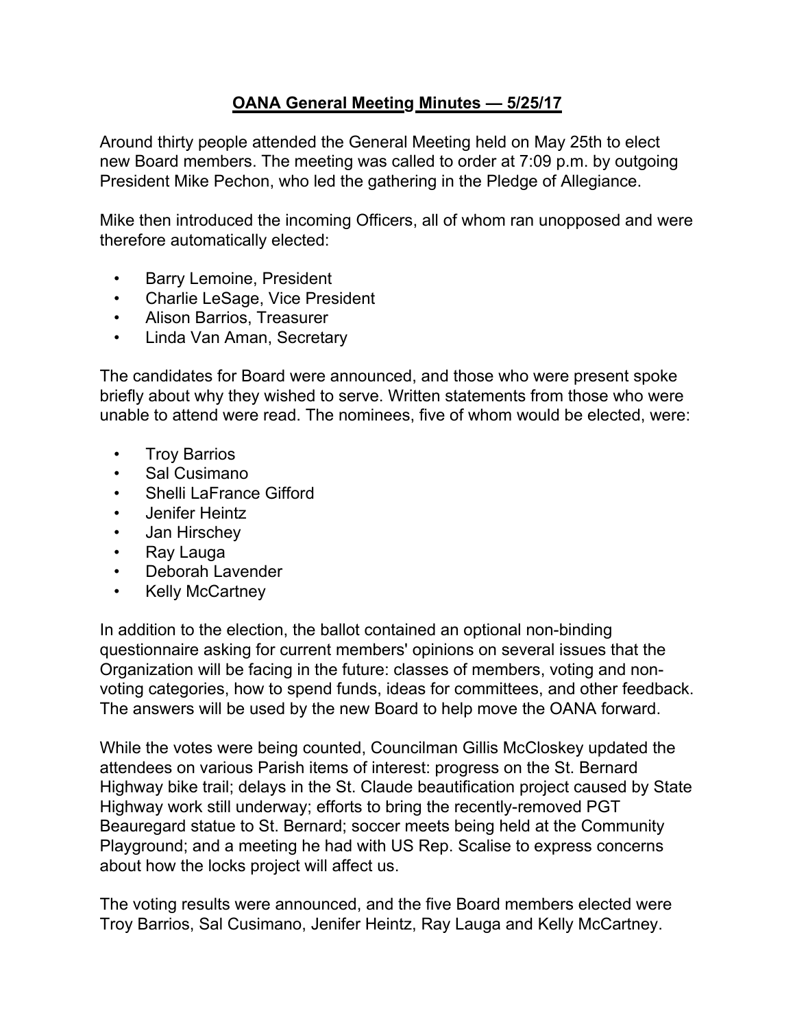# **OANA General Meeting Minutes — 5/25/17**

Around thirty people attended the General Meeting held on May 25th to elect new Board members. The meeting was called to order at 7:09 p.m. by outgoing President Mike Pechon, who led the gathering in the Pledge of Allegiance.

Mike then introduced the incoming Officers, all of whom ran unopposed and were therefore automatically elected:

- Barry Lemoine, President
- Charlie LeSage, Vice President
- Alison Barrios, Treasurer
- Linda Van Aman, Secretary

The candidates for Board were announced, and those who were present spoke briefly about why they wished to serve. Written statements from those who were unable to attend were read. The nominees, five of whom would be elected, were:

- Troy Barrios
- Sal Cusimano
- Shelli LaFrance Gifford
- Jenifer Heintz
- Jan Hirschey
- Ray Lauga
- Deborah Lavender
- Kelly McCartney

In addition to the election, the ballot contained an optional non-binding questionnaire asking for current members' opinions on several issues that the Organization will be facing in the future: classes of members, voting and non-voting categories, how to spend funds, ideas for committees, and other feedback. The answers will be used by the new Board to help move the OANA forward.

While the votes were being counted, Councilman Gillis McCloskey updated the attendees on various Parish items of interest: progress on the St. Bernard Highway bike trail; delays in the St. Claude beautification project caused by State Highway work still underway; efforts to bring the recently-removed PGT Beauregard statue to St. Bernard; soccer meets being held at the Community Playground; and a meeting he had with US Rep. Scalise to express concerns about how the locks project will affect us.

The voting results were announced, and the five Board members elected were Troy Barrios, Sal Cusimano, Jenifer Heintz, Ray Lauga and Kelly McCartney.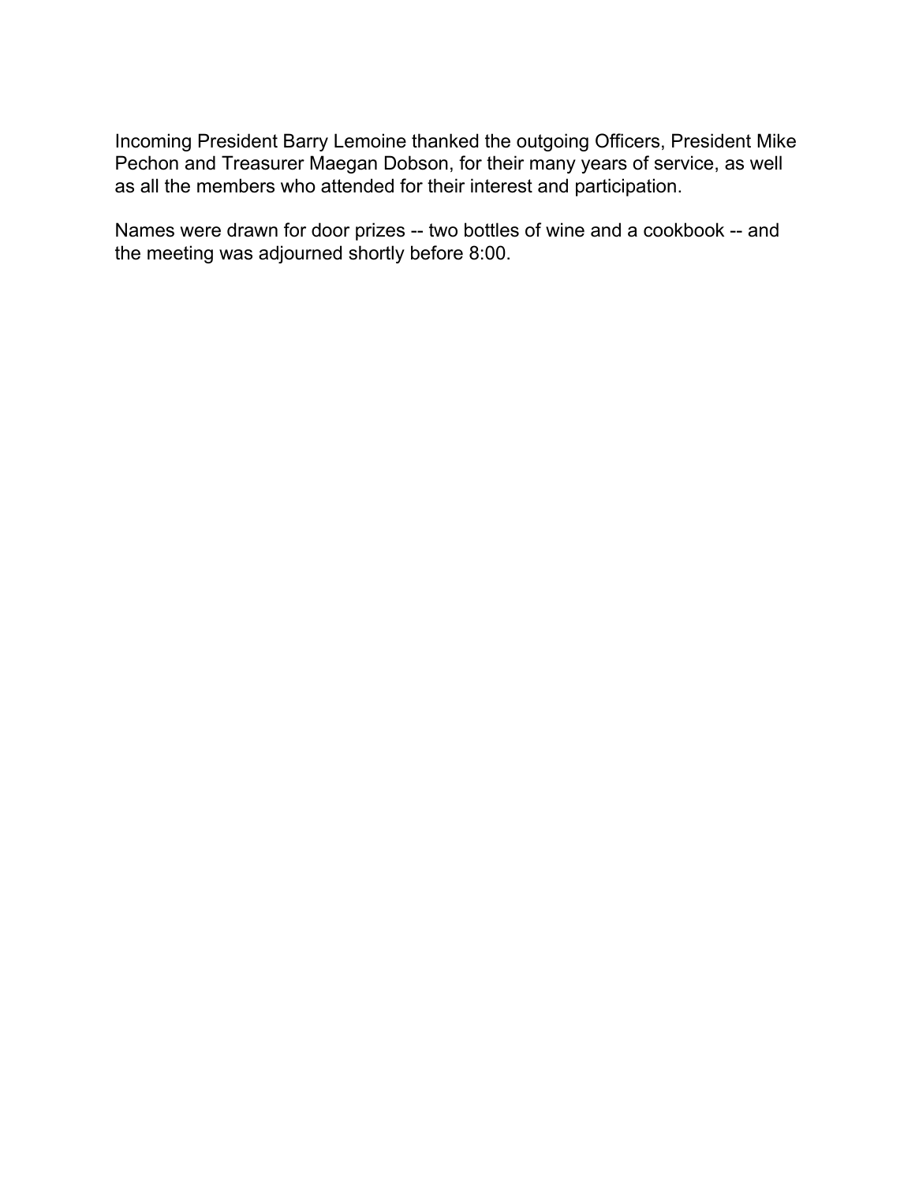Incoming President Barry Lemoine thanked the outgoing Officers, President Mike Pechon and Treasurer Maegan Dobson, for their many years of service, as well as all the members who attended for their interest and participation.

Names were drawn for door prizes -- two bottles of wine and a cookbook -- and the meeting was adjourned shortly before 8:00.